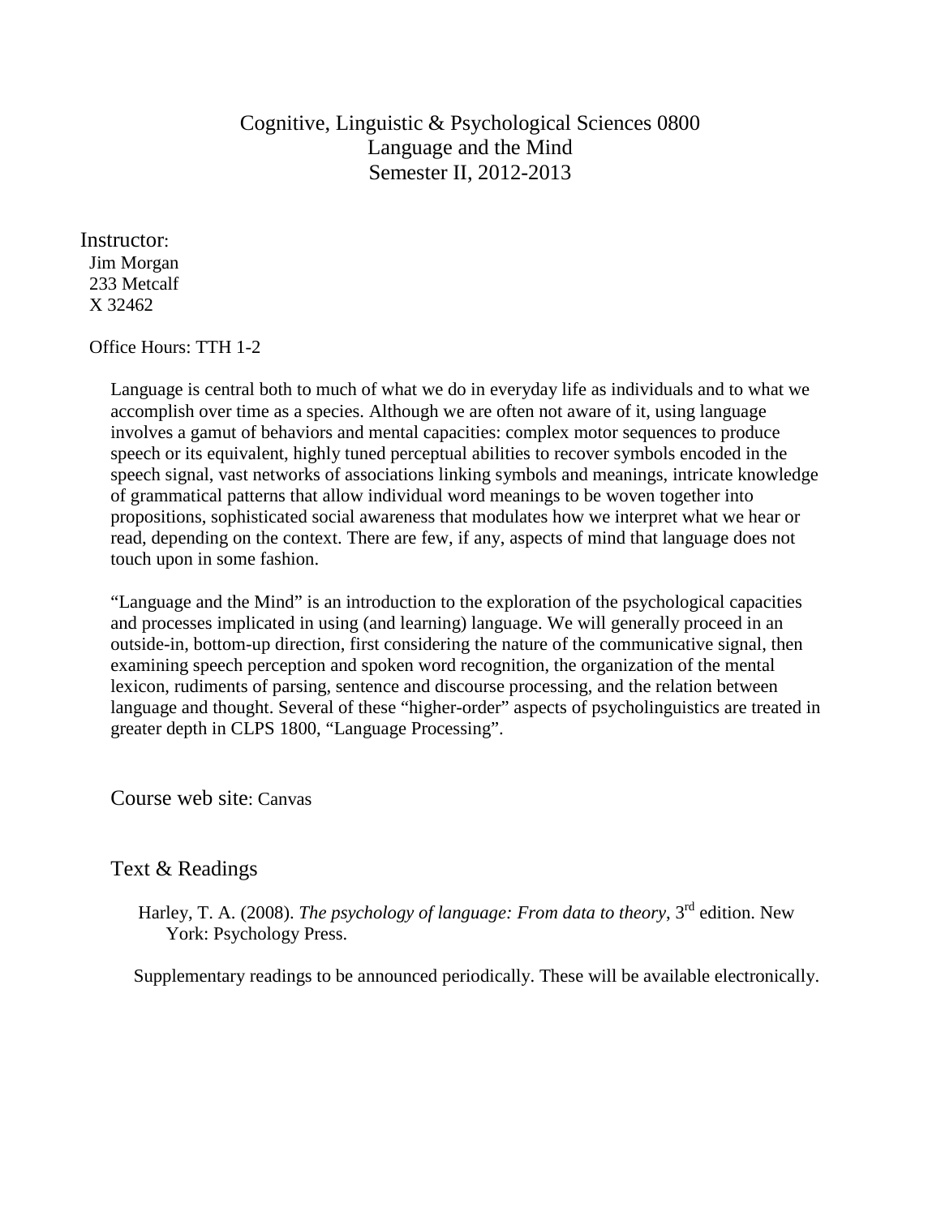# Cognitive, Linguistic & Psychological Sciences 0800
# Language and the Mind
# Semester II, 2012-2013

## Instructor:

Jim Morgan
233 Metcalf
X 32462

Office Hours: TTH 1-2

Language is central both to much of what we do in everyday life as individuals and to what we accomplish over time as a species. Although we are often not aware of it, using language involves a gamut of behaviors and mental capacities: complex motor sequences to produce speech or its equivalent, highly tuned perceptual abilities to recover symbols encoded in the speech signal, vast networks of associations linking symbols and meanings, intricate knowledge of grammatical patterns that allow individual word meanings to be woven together into propositions, sophisticated social awareness that modulates how we interpret what we hear or read, depending on the context. There are few, if any, aspects of mind that language does not touch upon in some fashion.

"Language and the Mind" is an introduction to the exploration of the psychological capacities and processes implicated in using (and learning) language. We will generally proceed in an outside-in, bottom-up direction, first considering the nature of the communicative signal, then examining speech perception and spoken word recognition, the organization of the mental lexicon, rudiments of parsing, sentence and discourse processing, and the relation between language and thought. Several of these "higher-order" aspects of psycholinguistics are treated in greater depth in CLPS 1800, "Language Processing".

## Course web site: Canvas

## Text & Readings

Harley, T. A. (2008). *The psychology of language: From data to theory*, 3rd edition. New York: Psychology Press.

Supplementary readings to be announced periodically. These will be available electronically.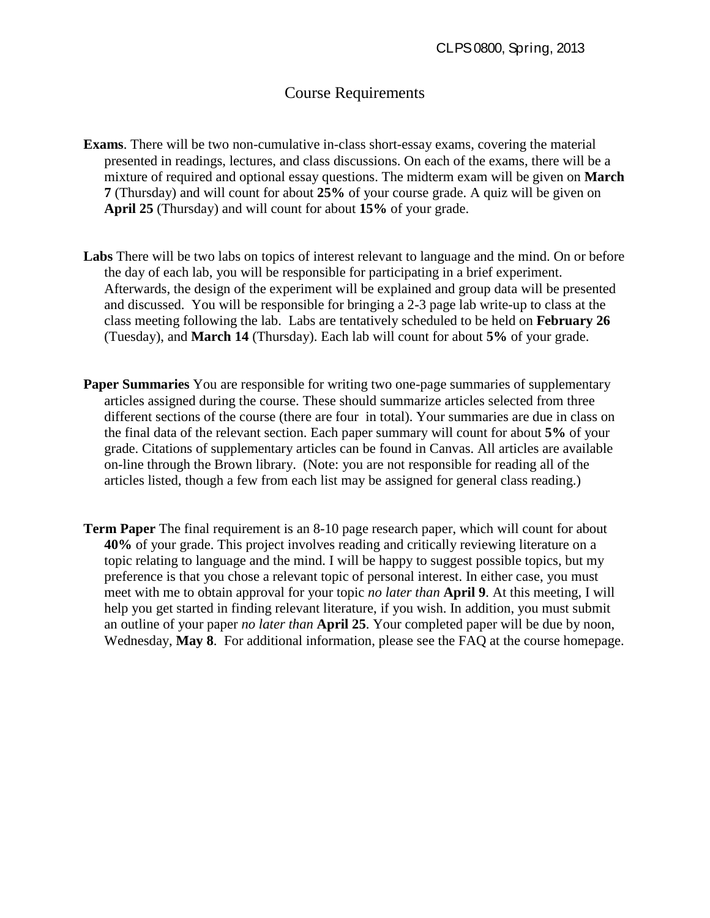# Course Requirements

**Exams**. There will be two non-cumulative in-class short-essay exams, covering the material presented in readings, lectures, and class discussions. On each of the exams, there will be a mixture of required and optional essay questions. The midterm exam will be given on **March 7** (Thursday) and will count for about **25%** of your course grade. A quiz will be given on **April 25** (Thursday) and will count for about **15%** of your grade.

**Labs** There will be two labs on topics of interest relevant to language and the mind. On or before the day of each lab, you will be responsible for participating in a brief experiment. Afterwards, the design of the experiment will be explained and group data will be presented and discussed. You will be responsible for bringing a 2-3 page lab write-up to class at the class meeting following the lab. Labs are tentatively scheduled to be held on **February 26** (Tuesday), and **March 14** (Thursday). Each lab will count for about **5%** of your grade.

**Paper Summaries** You are responsible for writing two one-page summaries of supplementary articles assigned during the course. These should summarize articles selected from three different sections of the course (there are four in total). Your summaries are due in class on the final data of the relevant section. Each paper summary will count for about **5%** of your grade. Citations of supplementary articles can be found in Canvas. All articles are available on-line through the Brown library. (Note: you are not responsible for reading all of the articles listed, though a few from each list may be assigned for general class reading.)

**Term Paper** The final requirement is an 8-10 page research paper, which will count for about **40%** of your grade. This project involves reading and critically reviewing literature on a topic relating to language and the mind. I will be happy to suggest possible topics, but my preference is that you chose a relevant topic of personal interest. In either case, you must meet with me to obtain approval for your topic *no later than* **April 9**. At this meeting, I will help you get started in finding relevant literature, if you wish. In addition, you must submit an outline of your paper *no later than* **April 25**. Your completed paper will be due by noon, Wednesday, **May 8**. For additional information, please see the FAQ at the course homepage.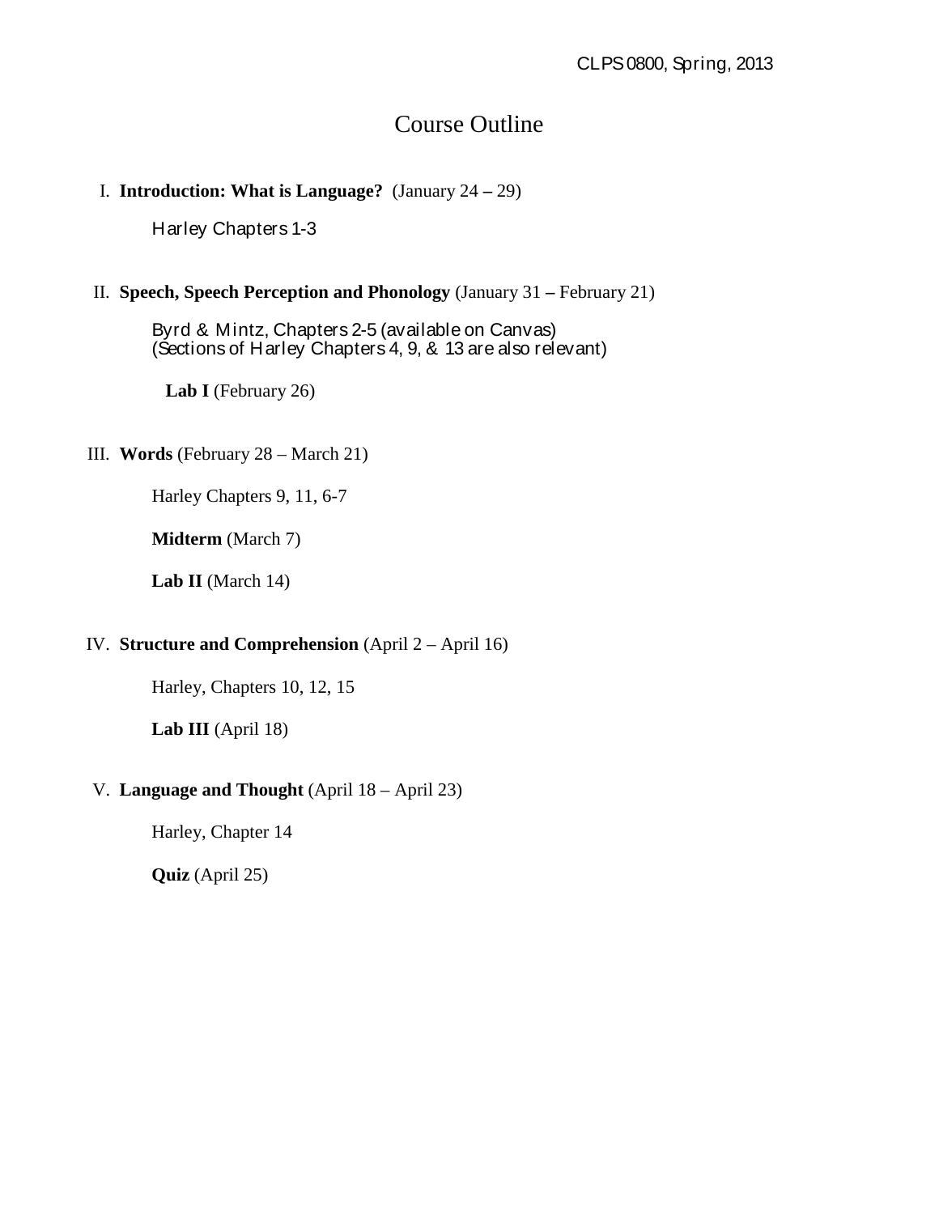CLPS 0800, Spring, 2013

# Course Outline

I. **Introduction: What is Language?** (January 24 – 29)

Harley Chapters 1-3

II. **Speech, Speech Perception and Phonology** (January 31 – February 21)

Byrd & Mintz, Chapters 2-5 (available on Canvas)
(Sections of Harley Chapters 4, 9, & 13 are also relevant)

**Lab I** (February 26)

III. **Words** (February 28 – March 21)

Harley Chapters 9, 11, 6-7

**Midterm** (March 7)

**Lab II** (March 14)

IV. **Structure and Comprehension** (April 2 – April 16)

Harley, Chapters 10, 12, 15

**Lab III** (April 18)

V. **Language and Thought** (April 18 – April 23)

Harley, Chapter 14

**Quiz** (April 25)